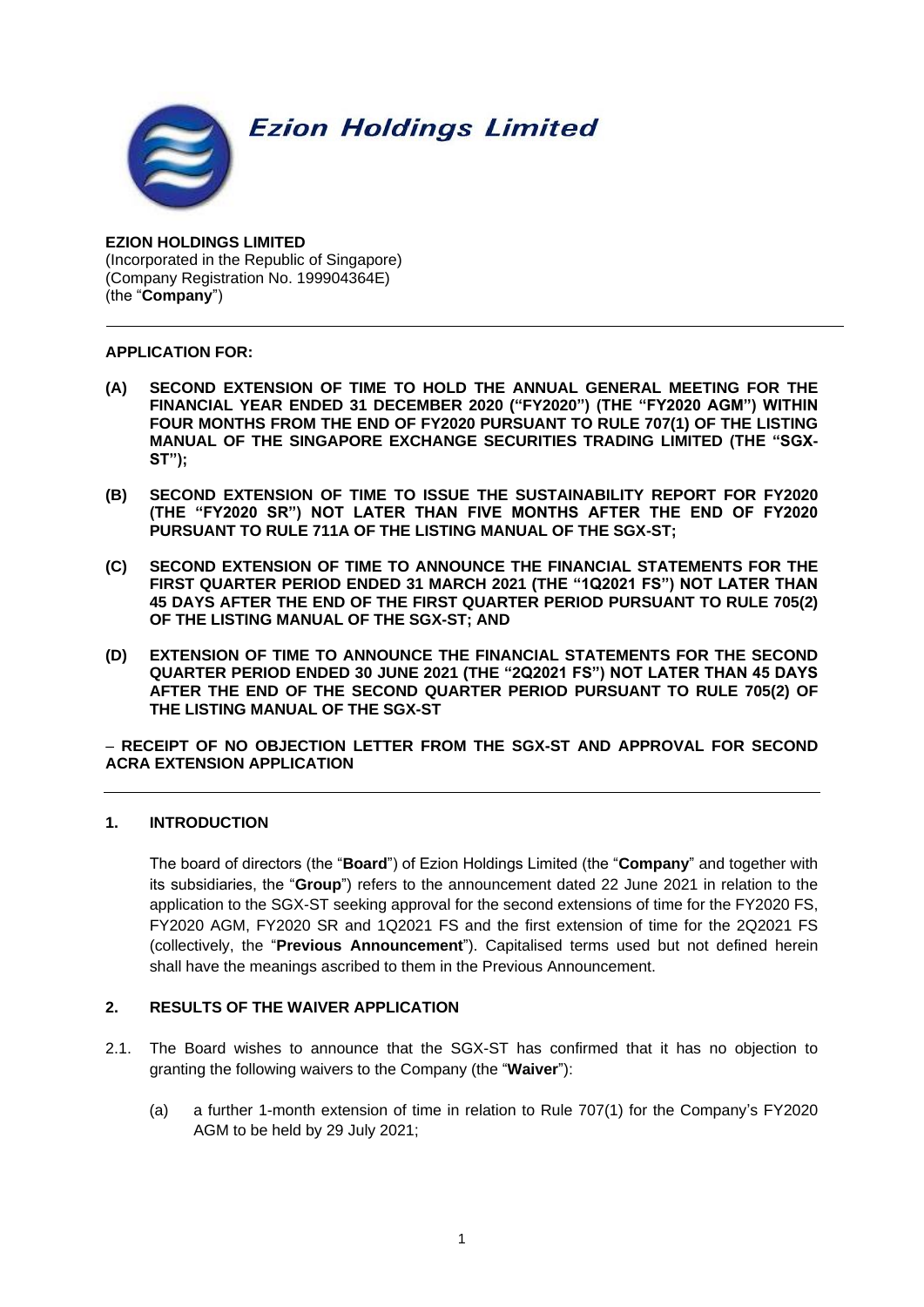**Ezion Holdings Limited**

**EZION HOLDINGS LIMITED**
(Incorporated in the Republic of Singapore)
(Company Registration No. 199904364E)
(the "**Company**")

---

**APPLICATION FOR:**

**(A) SECOND EXTENSION OF TIME TO HOLD THE ANNUAL GENERAL MEETING FOR THE FINANCIAL YEAR ENDED 31 DECEMBER 2020 ("FY2020") (THE "FY2020 AGM") WITHIN FOUR MONTHS FROM THE END OF FY2020 PURSUANT TO RULE 707(1) OF THE LISTING MANUAL OF THE SINGAPORE EXCHANGE SECURITIES TRADING LIMITED (THE "SGX-ST");**

**(B) SECOND EXTENSION OF TIME TO ISSUE THE SUSTAINABILITY REPORT FOR FY2020 (THE "FY2020 SR") NOT LATER THAN FIVE MONTHS AFTER THE END OF FY2020 PURSUANT TO RULE 711A OF THE LISTING MANUAL OF THE SGX-ST;**

**(C) SECOND EXTENSION OF TIME TO ANNOUNCE THE FINANCIAL STATEMENTS FOR THE FIRST QUARTER PERIOD ENDED 31 MARCH 2021 (THE "1Q2021 FS") NOT LATER THAN 45 DAYS AFTER THE END OF THE FIRST QUARTER PERIOD PURSUANT TO RULE 705(2) OF THE LISTING MANUAL OF THE SGX-ST; AND**

**(D) EXTENSION OF TIME TO ANNOUNCE THE FINANCIAL STATEMENTS FOR THE SECOND QUARTER PERIOD ENDED 30 JUNE 2021 (THE "2Q2021 FS") NOT LATER THAN 45 DAYS AFTER THE END OF THE SECOND QUARTER PERIOD PURSUANT TO RULE 705(2) OF THE LISTING MANUAL OF THE SGX-ST**

– **RECEIPT OF NO OBJECTION LETTER FROM THE SGX-ST AND APPROVAL FOR SECOND ACRA EXTENSION APPLICATION**

---

## 1. INTRODUCTION

The board of directors (the "**Board**") of Ezion Holdings Limited (the "**Company**" and together with its subsidiaries, the "**Group**") refers to the announcement dated 22 June 2021 in relation to the application to the SGX-ST seeking approval for the second extensions of time for the FY2020 FS, FY2020 AGM, FY2020 SR and 1Q2021 FS and the first extension of time for the 2Q2021 FS (collectively, the "**Previous Announcement**"). Capitalised terms used but not defined herein shall have the meanings ascribed to them in the Previous Announcement.

## 2. RESULTS OF THE WAIVER APPLICATION

2.1. The Board wishes to announce that the SGX-ST has confirmed that it has no objection to granting the following waivers to the Company (the "**Waiver**"):

(a) a further 1-month extension of time in relation to Rule 707(1) for the Company's FY2020 AGM to be held by 29 July 2021;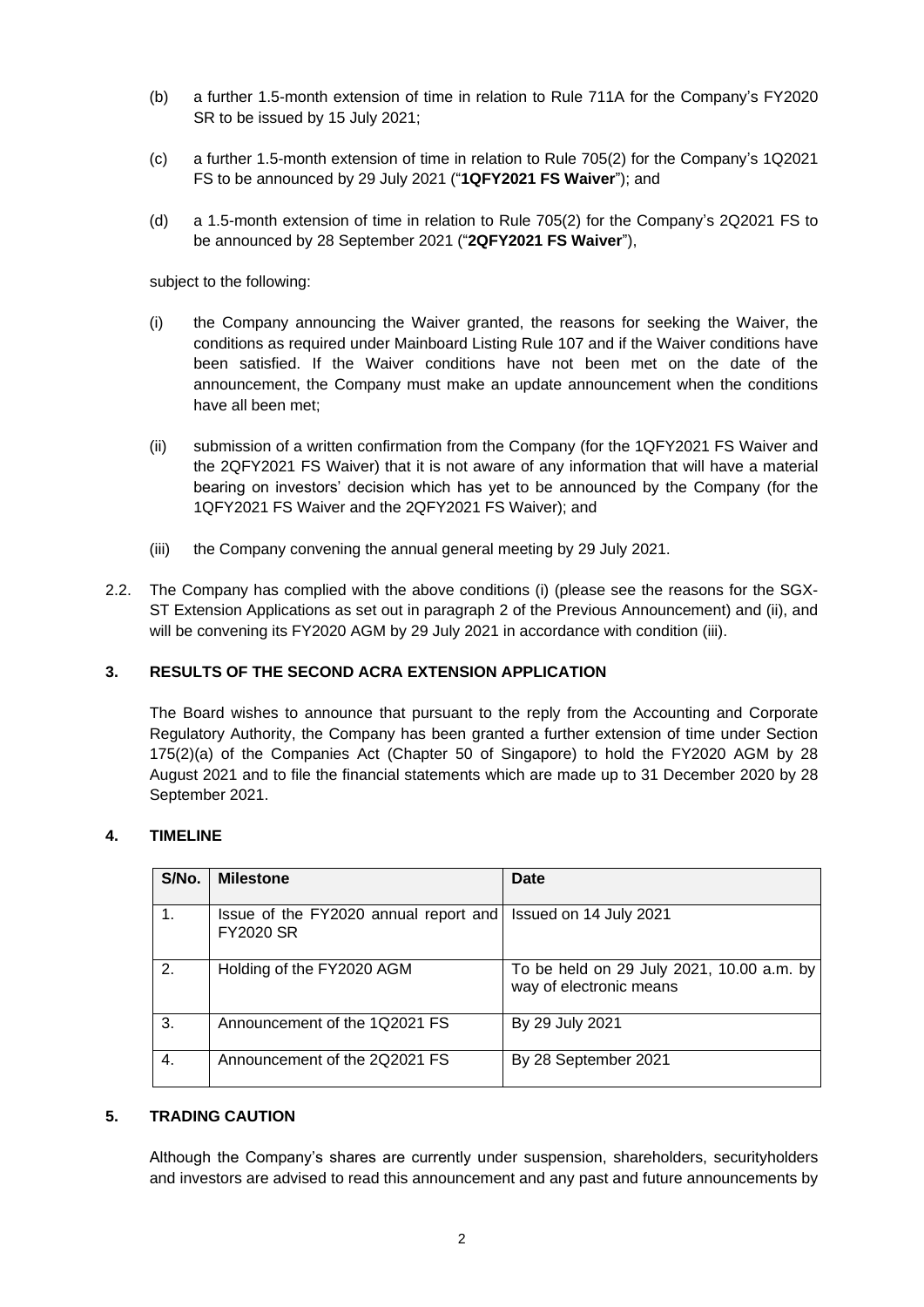(b) a further 1.5-month extension of time in relation to Rule 711A for the Company's FY2020 SR to be issued by 15 July 2021;

(c) a further 1.5-month extension of time in relation to Rule 705(2) for the Company's 1Q2021 FS to be announced by 29 July 2021 ("**1QFY2021 FS Waiver**"); and

(d) a 1.5-month extension of time in relation to Rule 705(2) for the Company's 2Q2021 FS to be announced by 28 September 2021 ("**2QFY2021 FS Waiver**"),

subject to the following:

(i) the Company announcing the Waiver granted, the reasons for seeking the Waiver, the conditions as required under Mainboard Listing Rule 107 and if the Waiver conditions have been satisfied. If the Waiver conditions have not been met on the date of the announcement, the Company must make an update announcement when the conditions have all been met;

(ii) submission of a written confirmation from the Company (for the 1QFY2021 FS Waiver and the 2QFY2021 FS Waiver) that it is not aware of any information that will have a material bearing on investors' decision which has yet to be announced by the Company (for the 1QFY2021 FS Waiver and the 2QFY2021 FS Waiver); and

(iii) the Company convening the annual general meeting by 29 July 2021.

2.2. The Company has complied with the above conditions (i) (please see the reasons for the SGX-ST Extension Applications as set out in paragraph 2 of the Previous Announcement) and (ii), and will be convening its FY2020 AGM by 29 July 2021 in accordance with condition (iii).

## 3. RESULTS OF THE SECOND ACRA EXTENSION APPLICATION

The Board wishes to announce that pursuant to the reply from the Accounting and Corporate Regulatory Authority, the Company has been granted a further extension of time under Section 175(2)(a) of the Companies Act (Chapter 50 of Singapore) to hold the FY2020 AGM by 28 August 2021 and to file the financial statements which are made up to 31 December 2020 by 28 September 2021.

## 4. TIMELINE

| S/No. | Milestone | Date |
|---|---|---|
| 1. | Issue of the FY2020 annual report and FY2020 SR | Issued on 14 July 2021 |
| 2. | Holding of the FY2020 AGM | To be held on 29 July 2021, 10.00 a.m. by way of electronic means |
| 3. | Announcement of the 1Q2021 FS | By 29 July 2021 |
| 4. | Announcement of the 2Q2021 FS | By 28 September 2021 |

## 5. TRADING CAUTION

Although the Company's shares are currently under suspension, shareholders, securityholders and investors are advised to read this announcement and any past and future announcements by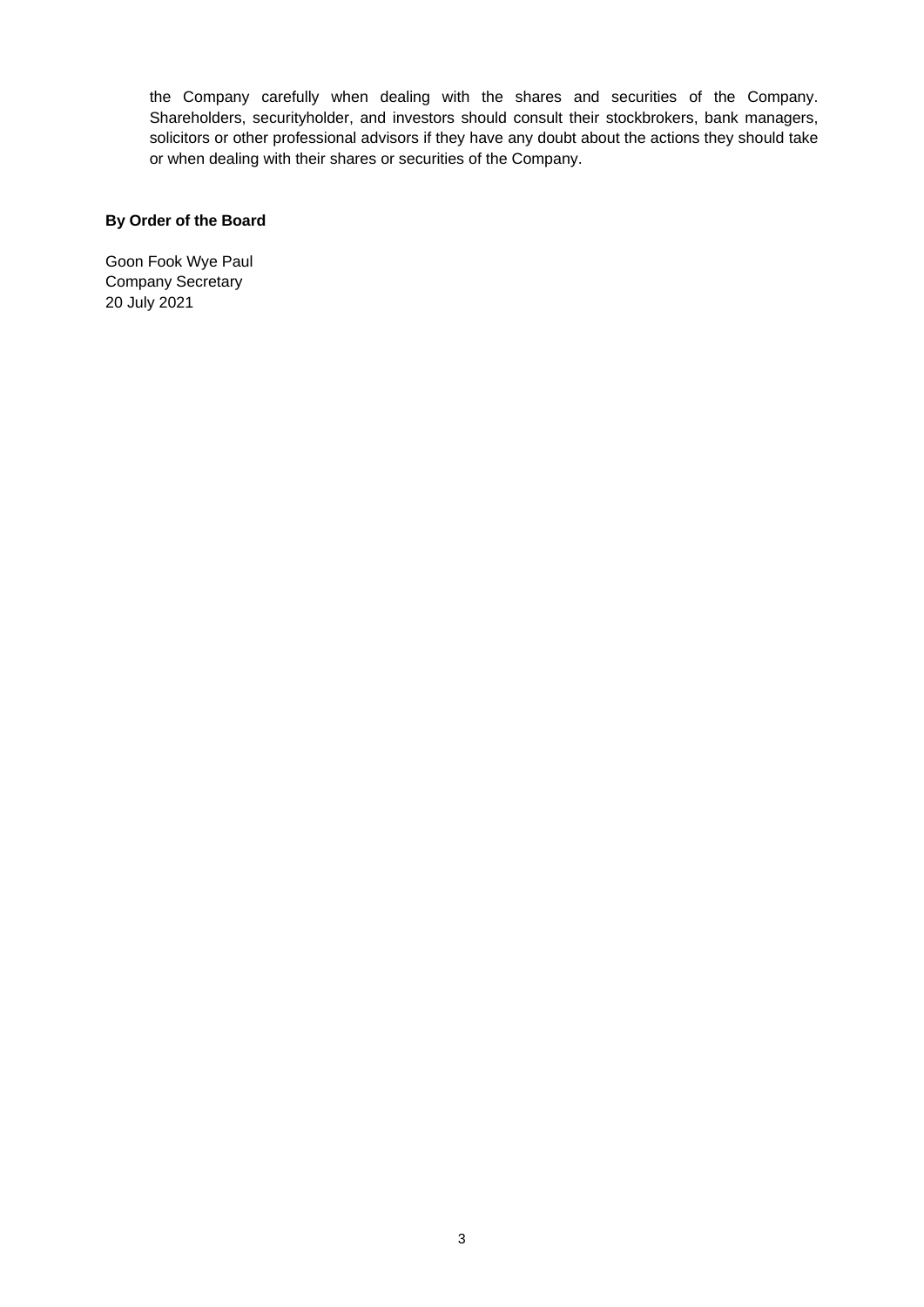the Company carefully when dealing with the shares and securities of the Company. Shareholders, securityholder, and investors should consult their stockbrokers, bank managers, solicitors or other professional advisors if they have any doubt about the actions they should take or when dealing with their shares or securities of the Company.

**By Order of the Board**

Goon Fook Wye Paul
Company Secretary
20 July 2021